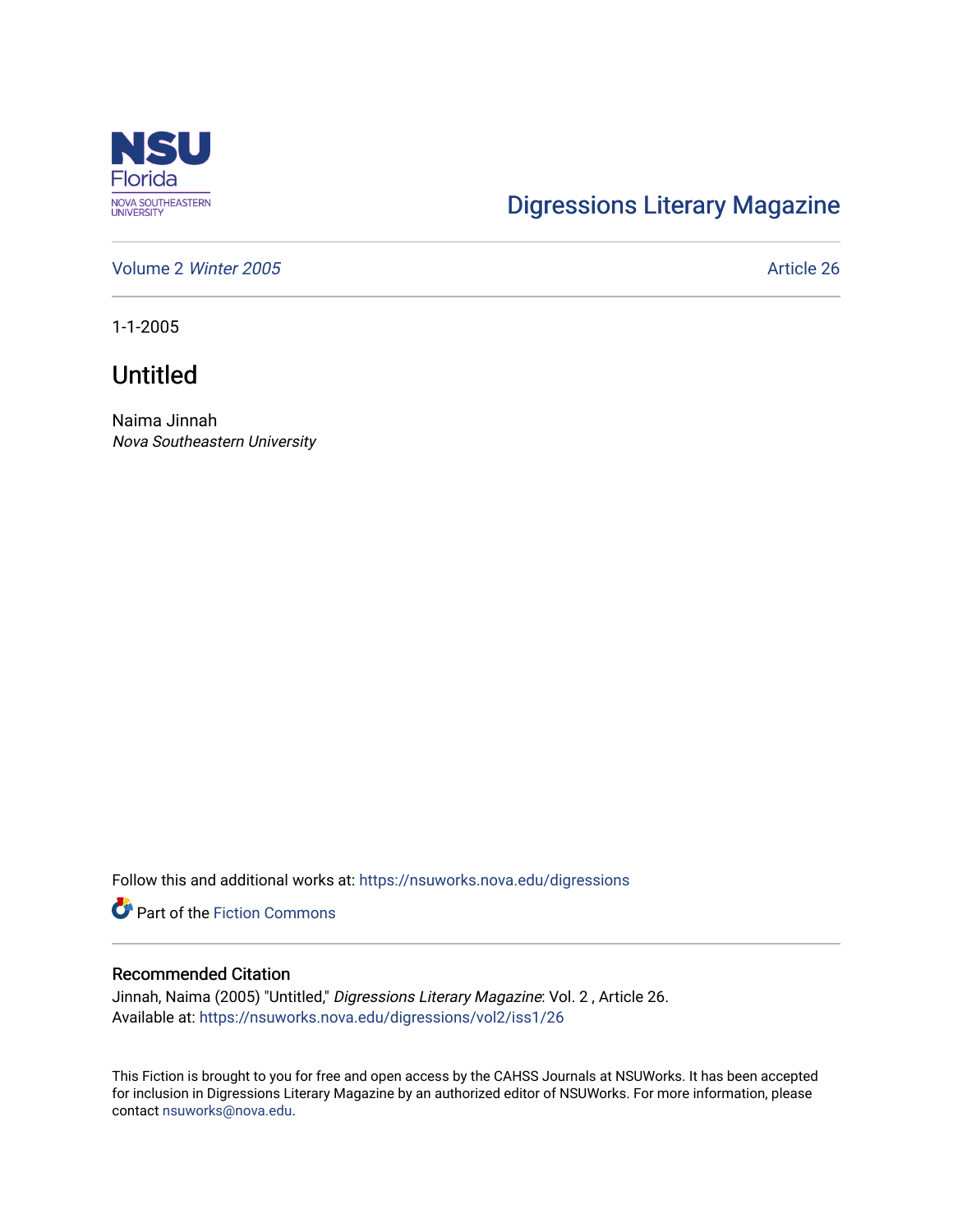NSU Florida
NOVA SOUTHEASTERN UNIVERSITY

Digressions Literary Magazine

Volume 2 *Winter 2005*

Article 26

1-1-2005

# Untitled

Naima Jinnah
*Nova Southeastern University*

Follow this and additional works at: https://nsuworks.nova.edu/digressions

Part of the Fiction Commons

## Recommended Citation

Jinnah, Naima (2005) "Untitled," *Digressions Literary Magazine*: Vol. 2 , Article 26.
Available at: https://nsuworks.nova.edu/digressions/vol2/iss1/26

This Fiction is brought to you for free and open access by the CAHSS Journals at NSUWorks. It has been accepted for inclusion in Digressions Literary Magazine by an authorized editor of NSUWorks. For more information, please contact nsuworks@nova.edu.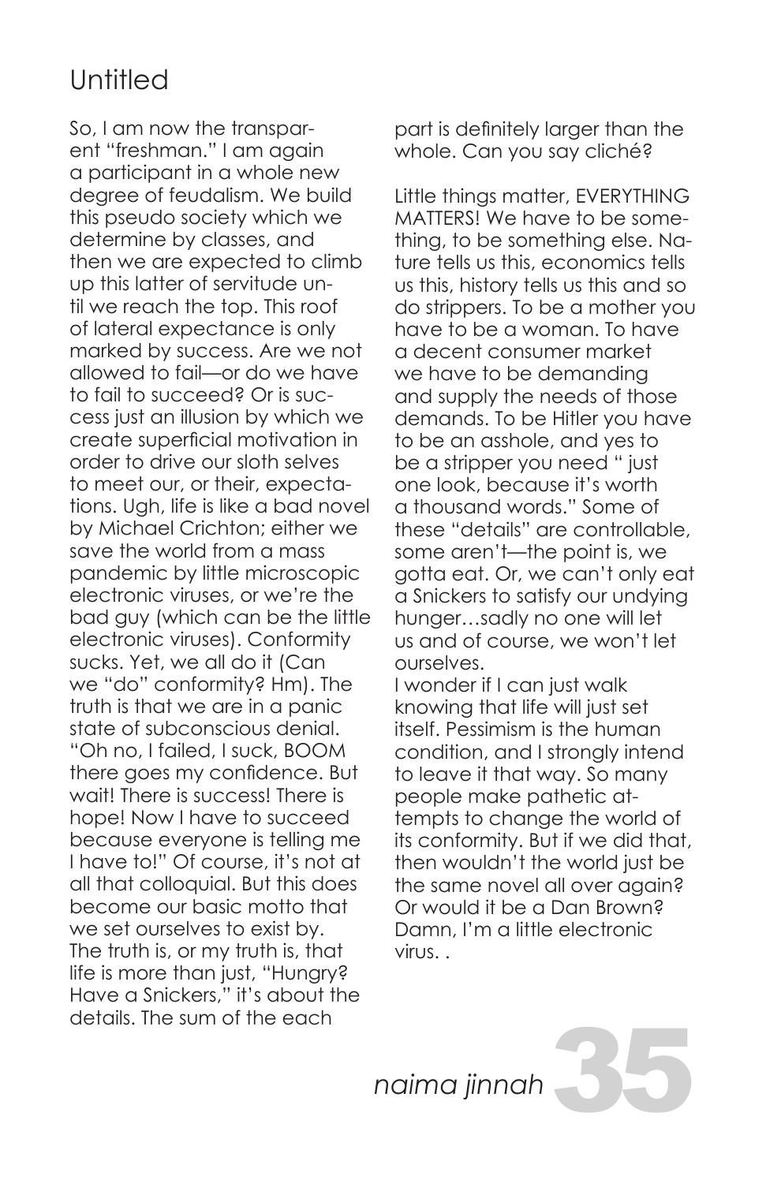## Untitled

So, I am now the transparent "freshman." I am again a participant in a whole new degree of feudalism. We build this pseudo society which we determine by classes, and then we are expected to climb up this latter of servitude until we reach the top. This roof of lateral expectance is only marked by success. Are we not allowed to fail—or do we have to fail to succeed? Or is success just an illusion by which we create superficial motivation in order to drive our sloth selves to meet our, or their, expectations. Ugh, life is like a bad novel by Michael Crichton; either we save the world from a mass pandemic by little microscopic electronic viruses, or we're the bad guy (which can be the little electronic viruses). Conformity sucks. Yet, we all do it (Can we "do" conformity? Hm). The truth is that we are in a panic state of subconscious denial. "Oh no, I failed, I suck, BOOM there goes my confidence. But wait! There is success! There is hope! Now I have to succeed because everyone is telling me I have to!" Of course, it's not at all that colloquial. But this does become our basic motto that we set ourselves to exist by. The truth is, or my truth is, that life is more than just, "Hungry? Have a Snickers," it's about the details. The sum of the each part is definitely larger than the whole. Can you say cliché?

Little things matter, EVERYTHING MATTERS! We have to be something, to be something else. Nature tells us this, economics tells us this, history tells us this and so do strippers. To be a mother you have to be a woman. To have a decent consumer market we have to be demanding and supply the needs of those demands. To be Hitler you have to be an asshole, and yes to be a stripper you need " just one look, because it's worth a thousand words." Some of these "details" are controllable, some aren't—the point is, we gotta eat. Or, we can't only eat a Snickers to satisfy our undying hunger…sadly no one will let us and of course, we won't let ourselves.

I wonder if I can just walk knowing that life will just set itself. Pessimism is the human condition, and I strongly intend to leave it that way. So many people make pathetic attempts to change the world of its conformity. But if we did that, then wouldn't the world just be the same novel all over again? Or would it be a Dan Brown? Damn, I'm a little electronic virus. .

*naima jinnah*